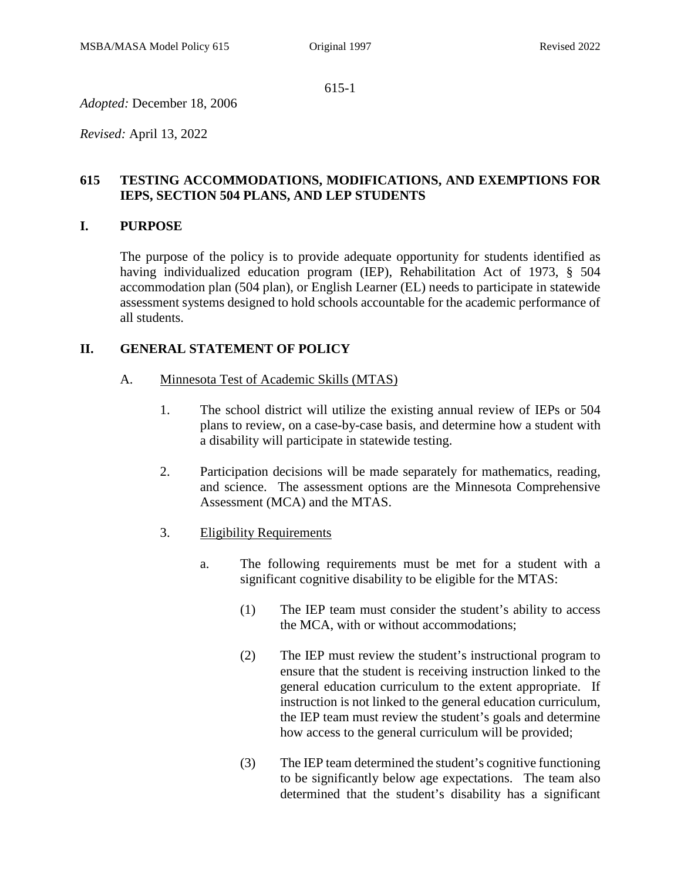*Adopted:* December 18, 2006

*Revised:* April 13, 2022

# 615 TESTING ACCOMMODATIONS, MODIFICATIONS, AND EXEMPTIONS FOR IEPS, SECTION 504 PLANS, AND LEP STUDENTS

## I. PURPOSE

The purpose of the policy is to provide adequate opportunity for students identified as having individualized education program (IEP), Rehabilitation Act of 1973, § 504 accommodation plan (504 plan), or English Learner (EL) needs to participate in statewide assessment systems designed to hold schools accountable for the academic performance of all students.

## II. GENERAL STATEMENT OF POLICY

A. <u>Minnesota Test of Academic Skills (MTAS)</u>

1. The school district will utilize the existing annual review of IEPs or 504 plans to review, on a case-by-case basis, and determine how a student with a disability will participate in statewide testing.

2. Participation decisions will be made separately for mathematics, reading, and science. The assessment options are the Minnesota Comprehensive Assessment (MCA) and the MTAS.

3. <u>Eligibility Requirements</u>

   a. The following requirements must be met for a student with a significant cognitive disability to be eligible for the MTAS:

      (1) The IEP team must consider the student's ability to access the MCA, with or without accommodations;

      (2) The IEP must review the student's instructional program to ensure that the student is receiving instruction linked to the general education curriculum to the extent appropriate. If instruction is not linked to the general education curriculum, the IEP team must review the student's goals and determine how access to the general curriculum will be provided;

      (3) The IEP team determined the student's cognitive functioning to be significantly below age expectations. The team also determined that the student's disability has a significant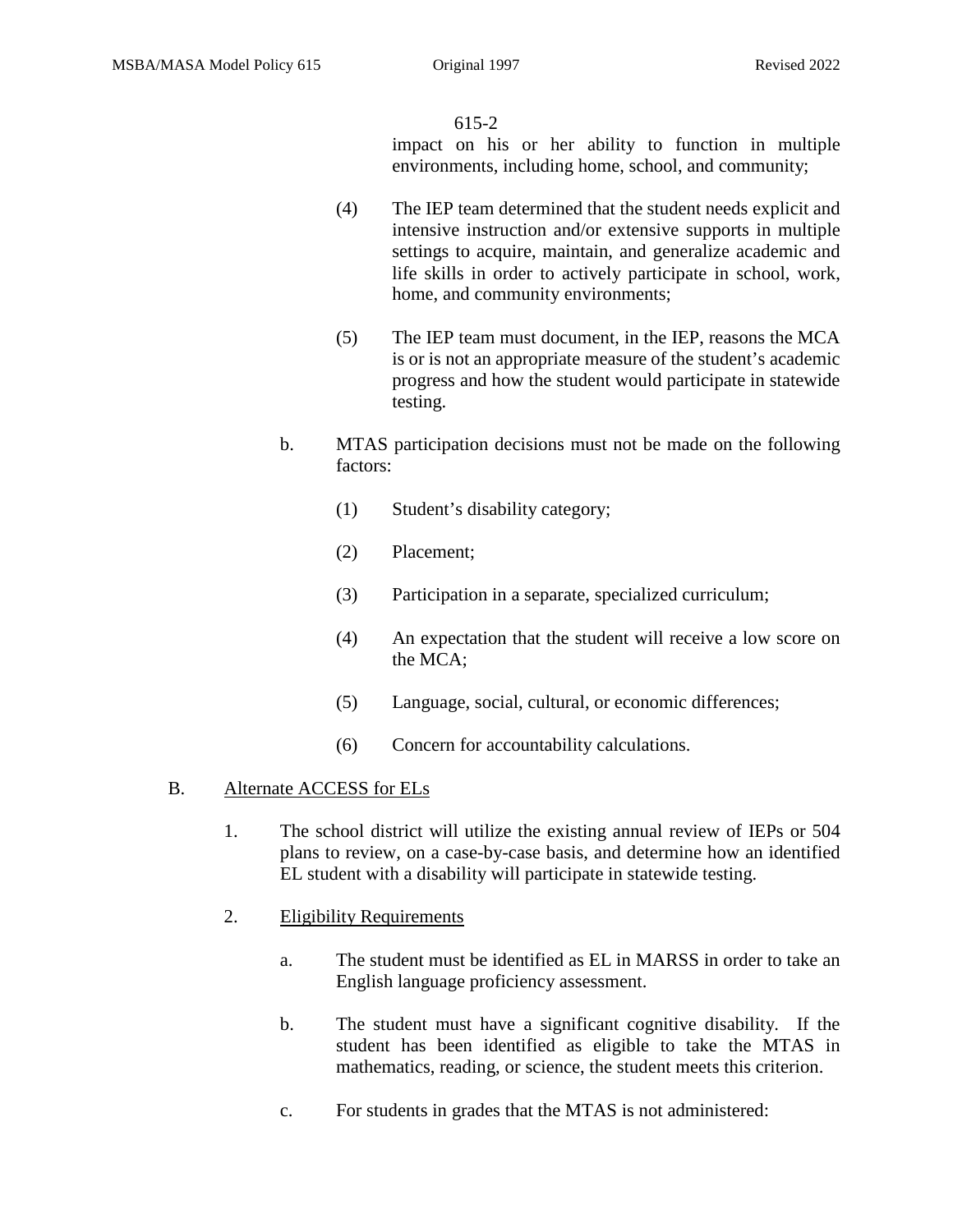impact on his or her ability to function in multiple environments, including home, school, and community;

(4) The IEP team determined that the student needs explicit and intensive instruction and/or extensive supports in multiple settings to acquire, maintain, and generalize academic and life skills in order to actively participate in school, work, home, and community environments;

(5) The IEP team must document, in the IEP, reasons the MCA is or is not an appropriate measure of the student's academic progress and how the student would participate in statewide testing.

b. MTAS participation decisions must not be made on the following factors:

(1) Student's disability category;

(2) Placement;

(3) Participation in a separate, specialized curriculum;

(4) An expectation that the student will receive a low score on the MCA;

(5) Language, social, cultural, or economic differences;

(6) Concern for accountability calculations.

B. <u>Alternate ACCESS for ELs</u>

1. The school district will utilize the existing annual review of IEPs or 504 plans to review, on a case-by-case basis, and determine how an identified EL student with a disability will participate in statewide testing.

2. <u>Eligibility Requirements</u>

a. The student must be identified as EL in MARSS in order to take an English language proficiency assessment.

b. The student must have a significant cognitive disability. If the student has been identified as eligible to take the MTAS in mathematics, reading, or science, the student meets this criterion.

c. For students in grades that the MTAS is not administered: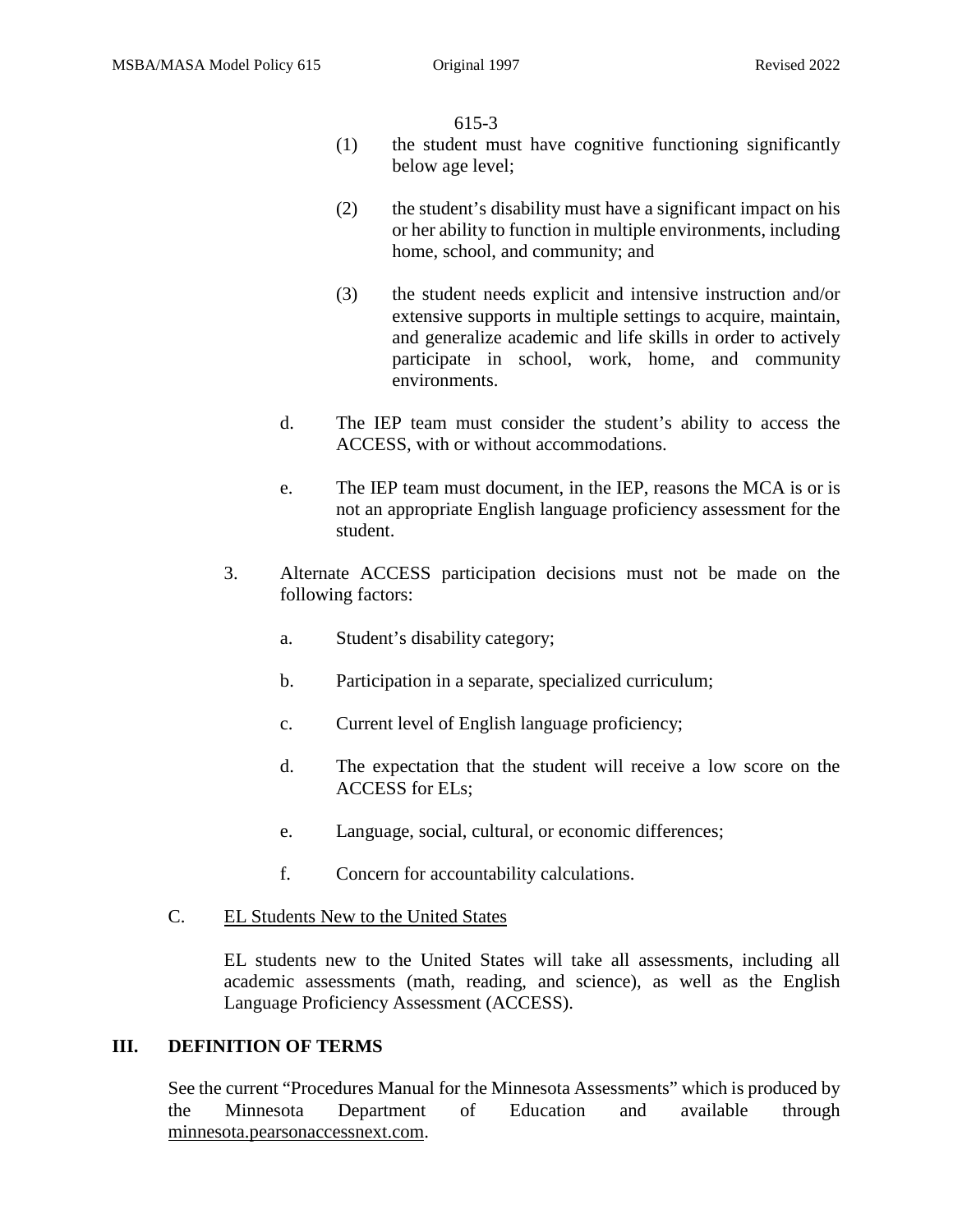(1) the student must have cognitive functioning significantly below age level;

(2) the student's disability must have a significant impact on his or her ability to function in multiple environments, including home, school, and community; and

(3) the student needs explicit and intensive instruction and/or extensive supports in multiple settings to acquire, maintain, and generalize academic and life skills in order to actively participate in school, work, home, and community environments.

d. The IEP team must consider the student's ability to access the ACCESS, with or without accommodations.

e. The IEP team must document, in the IEP, reasons the MCA is or is not an appropriate English language proficiency assessment for the student.

3. Alternate ACCESS participation decisions must not be made on the following factors:

a. Student's disability category;

b. Participation in a separate, specialized curriculum;

c. Current level of English language proficiency;

d. The expectation that the student will receive a low score on the ACCESS for ELs;

e. Language, social, cultural, or economic differences;

f. Concern for accountability calculations.

C. EL Students New to the United States

EL students new to the United States will take all assessments, including all academic assessments (math, reading, and science), as well as the English Language Proficiency Assessment (ACCESS).

## III. DEFINITION OF TERMS

See the current "Procedures Manual for the Minnesota Assessments" which is produced by the Minnesota Department of Education and available through minnesota.pearsonaccessnext.com.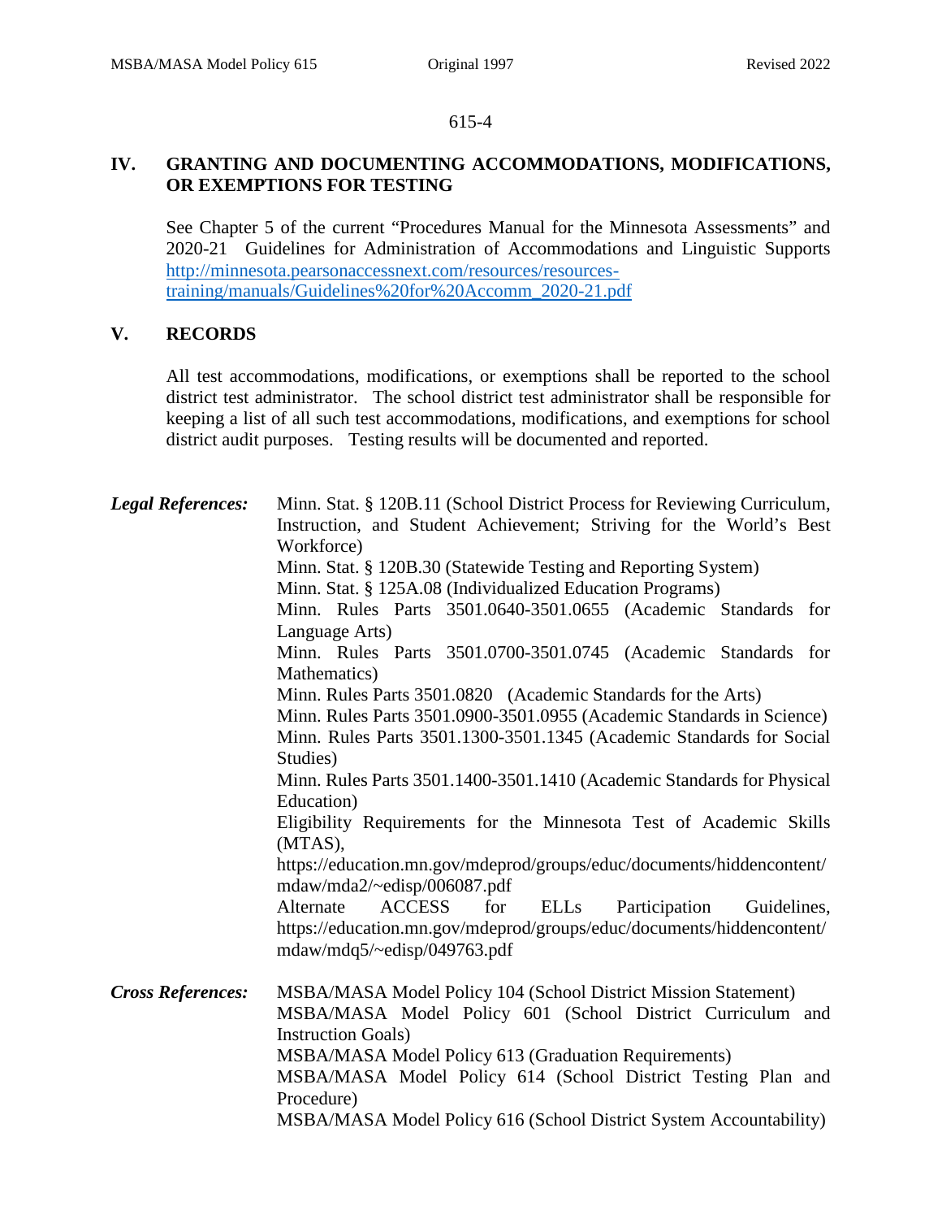## IV. GRANTING AND DOCUMENTING ACCOMMODATIONS, MODIFICATIONS, OR EXEMPTIONS FOR TESTING

See Chapter 5 of the current "Procedures Manual for the Minnesota Assessments" and 2020-21 Guidelines for Administration of Accommodations and Linguistic Supports [http://minnesota.pearsonaccessnext.com/resources/resources-training/manuals/Guidelines%20for%20Accomm_2020-21.pdf](http://minnesota.pearsonaccessnext.com/resources/resources-training/manuals/Guidelines%20for%20Accomm_2020-21.pdf)

## V. RECORDS

All test accommodations, modifications, or exemptions shall be reported to the school district test administrator. The school district test administrator shall be responsible for keeping a list of all such test accommodations, modifications, and exemptions for school district audit purposes. Testing results will be documented and reported.

***Legal References:***

Minn. Stat. § 120B.11 (School District Process for Reviewing Curriculum, Instruction, and Student Achievement; Striving for the World's Best Workforce)
Minn. Stat. § 120B.30 (Statewide Testing and Reporting System)
Minn. Stat. § 125A.08 (Individualized Education Programs)
Minn. Rules Parts 3501.0640-3501.0655 (Academic Standards for Language Arts)
Minn. Rules Parts 3501.0700-3501.0745 (Academic Standards for Mathematics)
Minn. Rules Parts 3501.0820 (Academic Standards for the Arts)
Minn. Rules Parts 3501.0900-3501.0955 (Academic Standards in Science)
Minn. Rules Parts 3501.1300-3501.1345 (Academic Standards for Social Studies)
Minn. Rules Parts 3501.1400-3501.1410 (Academic Standards for Physical Education)
Eligibility Requirements for the Minnesota Test of Academic Skills (MTAS), https://education.mn.gov/mdeprod/groups/educ/documents/hiddencontent/mdaw/mda2/~edisp/006087.pdf
Alternate ACCESS for ELLs Participation Guidelines, https://education.mn.gov/mdeprod/groups/educ/documents/hiddencontent/mdaw/mdq5/~edisp/049763.pdf

***Cross References:***

MSBA/MASA Model Policy 104 (School District Mission Statement)
MSBA/MASA Model Policy 601 (School District Curriculum and Instruction Goals)
MSBA/MASA Model Policy 613 (Graduation Requirements)
MSBA/MASA Model Policy 614 (School District Testing Plan and Procedure)
MSBA/MASA Model Policy 616 (School District System Accountability)